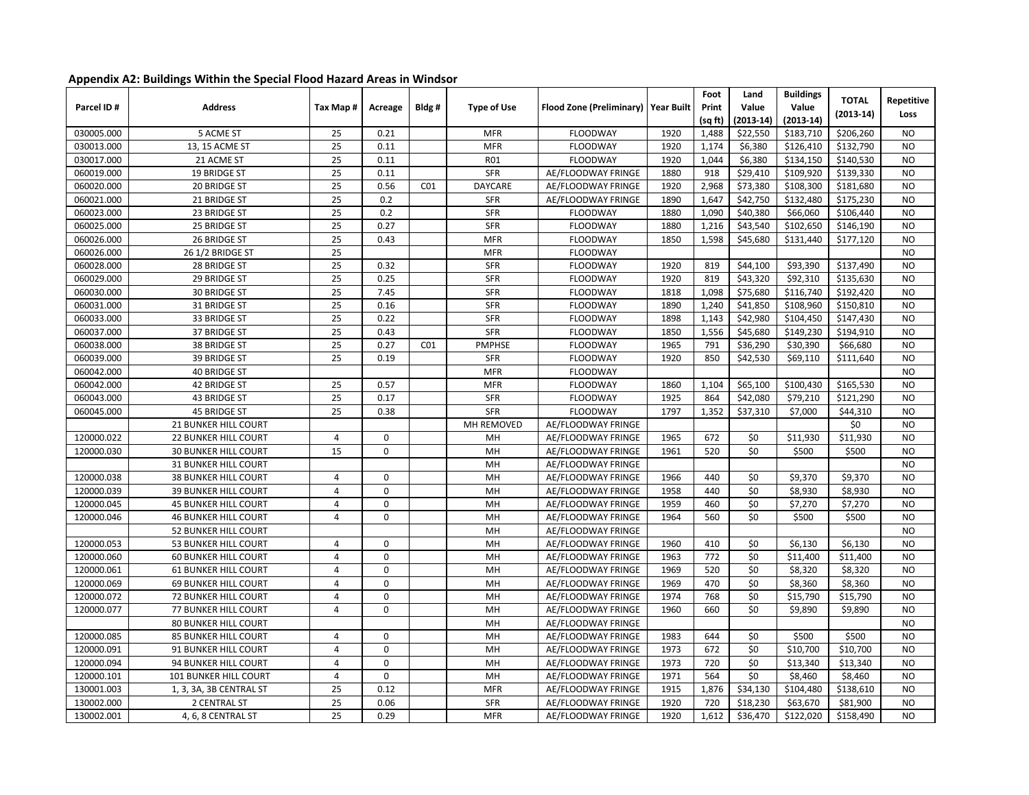## Appendix A2: Buildings Within the Special Flood Hazard Areas in Windsor

| Parcel ID # | Address | Tax Map # | Acreage | Bldg # | Type of Use | Flood Zone (Preliminary) | Year Built | Foot Print (sq ft) | Land Value (2013-14) | Buildings Value (2013-14) | TOTAL (2013-14) | Repetitive Loss |
|---|---|---|---|---|---|---|---|---|---|---|---|---|
| 030005.000 | 5 ACME ST | 25 | 0.21 | | MFR | FLOODWAY | 1920 | 1,488 | $22,550 | $183,710 | $206,260 | NO |
| 030013.000 | 13, 15 ACME ST | 25 | 0.11 | | MFR | FLOODWAY | 1920 | 1,174 | $6,380 | $126,410 | $132,790 | NO |
| 030017.000 | 21 ACME ST | 25 | 0.11 | | R01 | FLOODWAY | 1920 | 1,044 | $6,380 | $134,150 | $140,530 | NO |
| 060019.000 | 19 BRIDGE ST | 25 | 0.11 | | SFR | AE/FLOODWAY FRINGE | 1880 | 918 | $29,410 | $109,920 | $139,330 | NO |
| 060020.000 | 20 BRIDGE ST | 25 | 0.56 | C01 | DAYCARE | AE/FLOODWAY FRINGE | 1920 | 2,968 | $73,380 | $108,300 | $181,680 | NO |
| 060021.000 | 21 BRIDGE ST | 25 | 0.2 | | SFR | AE/FLOODWAY FRINGE | 1890 | 1,647 | $42,750 | $132,480 | $175,230 | NO |
| 060023.000 | 23 BRIDGE ST | 25 | 0.2 | | SFR | FLOODWAY | 1880 | 1,090 | $40,380 | $66,060 | $106,440 | NO |
| 060025.000 | 25 BRIDGE ST | 25 | 0.27 | | SFR | FLOODWAY | 1880 | 1,216 | $43,540 | $102,650 | $146,190 | NO |
| 060026.000 | 26 BRIDGE ST | 25 | 0.43 | | MFR | FLOODWAY | 1850 | 1,598 | $45,680 | $131,440 | $177,120 | NO |
| 060026.000 | 26 1/2 BRIDGE ST | 25 | | | MFR | FLOODWAY | | | | | | NO |
| 060028.000 | 28 BRIDGE ST | 25 | 0.32 | | SFR | FLOODWAY | 1920 | 819 | $44,100 | $93,390 | $137,490 | NO |
| 060029.000 | 29 BRIDGE ST | 25 | 0.25 | | SFR | FLOODWAY | 1920 | 819 | $43,320 | $92,310 | $135,630 | NO |
| 060030.000 | 30 BRIDGE ST | 25 | 7.45 | | SFR | FLOODWAY | 1818 | 1,098 | $75,680 | $116,740 | $192,420 | NO |
| 060031.000 | 31 BRIDGE ST | 25 | 0.16 | | SFR | FLOODWAY | 1890 | 1,240 | $41,850 | $108,960 | $150,810 | NO |
| 060033.000 | 33 BRIDGE ST | 25 | 0.22 | | SFR | FLOODWAY | 1898 | 1,143 | $42,980 | $104,450 | $147,430 | NO |
| 060037.000 | 37 BRIDGE ST | 25 | 0.43 | | SFR | FLOODWAY | 1850 | 1,556 | $45,680 | $149,230 | $194,910 | NO |
| 060038.000 | 38 BRIDGE ST | 25 | 0.27 | C01 | PMPHSE | FLOODWAY | 1965 | 791 | $36,290 | $30,390 | $66,680 | NO |
| 060039.000 | 39 BRIDGE ST | 25 | 0.19 | | SFR | FLOODWAY | 1920 | 850 | $42,530 | $69,110 | $111,640 | NO |
| 060042.000 | 40 BRIDGE ST | | | | MFR | FLOODWAY | | | | | | NO |
| 060042.000 | 42 BRIDGE ST | 25 | 0.57 | | MFR | FLOODWAY | 1860 | 1,104 | $65,100 | $100,430 | $165,530 | NO |
| 060043.000 | 43 BRIDGE ST | 25 | 0.17 | | SFR | FLOODWAY | 1925 | 864 | $42,080 | $79,210 | $121,290 | NO |
| 060045.000 | 45 BRIDGE ST | 25 | 0.38 | | SFR | FLOODWAY | 1797 | 1,352 | $37,310 | $7,000 | $44,310 | NO |
| | 21 BUNKER HILL COURT | | | | MH REMOVED | AE/FLOODWAY FRINGE | | | | | $0 | NO |
| 120000.022 | 22 BUNKER HILL COURT | 4 | 0 | | MH | AE/FLOODWAY FRINGE | 1965 | 672 | $0 | $11,930 | $11,930 | NO |
| 120000.030 | 30 BUNKER HILL COURT | 15 | 0 | | MH | AE/FLOODWAY FRINGE | 1961 | 520 | $0 | $500 | $500 | NO |
| | 31 BUNKER HILL COURT | | | | MH | AE/FLOODWAY FRINGE | | | | | | NO |
| 120000.038 | 38 BUNKER HILL COURT | 4 | 0 | | MH | AE/FLOODWAY FRINGE | 1966 | 440 | $0 | $9,370 | $9,370 | NO |
| 120000.039 | 39 BUNKER HILL COURT | 4 | 0 | | MH | AE/FLOODWAY FRINGE | 1958 | 440 | $0 | $8,930 | $8,930 | NO |
| 120000.045 | 45 BUNKER HILL COURT | 4 | 0 | | MH | AE/FLOODWAY FRINGE | 1959 | 460 | $0 | $7,270 | $7,270 | NO |
| 120000.046 | 46 BUNKER HILL COURT | 4 | 0 | | MH | AE/FLOODWAY FRINGE | 1964 | 560 | $0 | $500 | $500 | NO |
| | 52 BUNKER HILL COURT | | | | MH | AE/FLOODWAY FRINGE | | | | | | NO |
| 120000.053 | 53 BUNKER HILL COURT | 4 | 0 | | MH | AE/FLOODWAY FRINGE | 1960 | 410 | $0 | $6,130 | $6,130 | NO |
| 120000.060 | 60 BUNKER HILL COURT | 4 | 0 | | MH | AE/FLOODWAY FRINGE | 1963 | 772 | $0 | $11,400 | $11,400 | NO |
| 120000.061 | 61 BUNKER HILL COURT | 4 | 0 | | MH | AE/FLOODWAY FRINGE | 1969 | 520 | $0 | $8,320 | $8,320 | NO |
| 120000.069 | 69 BUNKER HILL COURT | 4 | 0 | | MH | AE/FLOODWAY FRINGE | 1969 | 470 | $0 | $8,360 | $8,360 | NO |
| 120000.072 | 72 BUNKER HILL COURT | 4 | 0 | | MH | AE/FLOODWAY FRINGE | 1974 | 768 | $0 | $15,790 | $15,790 | NO |
| 120000.077 | 77 BUNKER HILL COURT | 4 | 0 | | MH | AE/FLOODWAY FRINGE | 1960 | 660 | $0 | $9,890 | $9,890 | NO |
| | 80 BUNKER HILL COURT | | | | MH | AE/FLOODWAY FRINGE | | | | | | NO |
| 120000.085 | 85 BUNKER HILL COURT | 4 | 0 | | MH | AE/FLOODWAY FRINGE | 1983 | 644 | $0 | $500 | $500 | NO |
| 120000.091 | 91 BUNKER HILL COURT | 4 | 0 | | MH | AE/FLOODWAY FRINGE | 1973 | 672 | $0 | $10,700 | $10,700 | NO |
| 120000.094 | 94 BUNKER HILL COURT | 4 | 0 | | MH | AE/FLOODWAY FRINGE | 1973 | 720 | $0 | $13,340 | $13,340 | NO |
| 120000.101 | 101 BUNKER HILL COURT | 4 | 0 | | MH | AE/FLOODWAY FRINGE | 1971 | 564 | $0 | $8,460 | $8,460 | NO |
| 130001.003 | 1, 3, 3A, 3B CENTRAL ST | 25 | 0.12 | | MFR | AE/FLOODWAY FRINGE | 1915 | 1,876 | $34,130 | $104,480 | $138,610 | NO |
| 130002.000 | 2 CENTRAL ST | 25 | 0.06 | | SFR | AE/FLOODWAY FRINGE | 1920 | 720 | $18,230 | $63,670 | $81,900 | NO |
| 130002.001 | 4, 6, 8 CENTRAL ST | 25 | 0.29 | | MFR | AE/FLOODWAY FRINGE | 1920 | 1,612 | $36,470 | $122,020 | $158,490 | NO |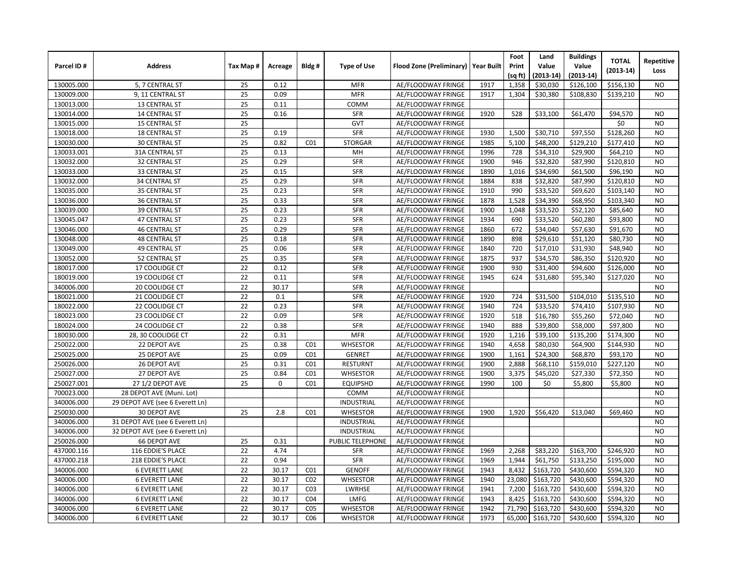| Parcel ID # | Address | Tax Map # | Acreage | Bldg # | Type of Use | Flood Zone (Preliminary) | Year Built | Foot Print (sq ft) | Land Value (2013-14) | Buildings Value (2013-14) | TOTAL (2013-14) | Repetitive Loss |
|---|---|---|---|---|---|---|---|---|---|---|---|---|
| 130005.000 | 5, 7 CENTRAL ST | 25 | 0.12 | | MFR | AE/FLOODWAY FRINGE | 1917 | 1,358 | $30,030 | $126,100 | $156,130 | NO |
| 130009.000 | 9, 11 CENTRAL ST | 25 | 0.09 | | MFR | AE/FLOODWAY FRINGE | 1917 | 1,304 | $30,380 | $108,830 | $139,210 | NO |
| 130013.000 | 13 CENTRAL ST | 25 | 0.11 | | COMM | AE/FLOODWAY FRINGE | | | | | | |
| 130014.000 | 14 CENTRAL ST | 25 | 0.16 | | SFR | AE/FLOODWAY FRINGE | 1920 | 528 | $33,100 | $61,470 | $94,570 | NO |
| 130015.000 | 15 CENTRAL ST | 25 | | | GVT | AE/FLOODWAY FRINGE | | | | | $0 | NO |
| 130018.000 | 18 CENTRAL ST | 25 | 0.19 | | SFR | AE/FLOODWAY FRINGE | 1930 | 1,500 | $30,710 | $97,550 | $128,260 | NO |
| 130030.000 | 30 CENTRAL ST | 25 | 0.82 | C01 | STORGAR | AE/FLOODWAY FRINGE | 1985 | 5,100 | $48,200 | $129,210 | $177,410 | NO |
| 130033.001 | 31A CENTRAL ST | 25 | 0.13 | | MH | AE/FLOODWAY FRINGE | 1996 | 728 | $34,310 | $29,900 | $64,210 | NO |
| 130032.000 | 32 CENTRAL ST | 25 | 0.29 | | SFR | AE/FLOODWAY FRINGE | 1900 | 946 | $32,820 | $87,990 | $120,810 | NO |
| 130033.000 | 33 CENTRAL ST | 25 | 0.15 | | SFR | AE/FLOODWAY FRINGE | 1890 | 1,016 | $34,690 | $61,500 | $96,190 | NO |
| 130032.000 | 34 CENTRAL ST | 25 | 0.29 | | SFR | AE/FLOODWAY FRINGE | 1884 | 838 | $32,820 | $87,990 | $120,810 | NO |
| 130035.000 | 35 CENTRAL ST | 25 | 0.23 | | SFR | AE/FLOODWAY FRINGE | 1910 | 990 | $33,520 | $69,620 | $103,140 | NO |
| 130036.000 | 36 CENTRAL ST | 25 | 0.33 | | SFR | AE/FLOODWAY FRINGE | 1878 | 1,528 | $34,390 | $68,950 | $103,340 | NO |
| 130039.000 | 39 CENTRAL ST | 25 | 0.23 | | SFR | AE/FLOODWAY FRINGE | 1900 | 1,048 | $33,520 | $52,120 | $85,640 | NO |
| 130045.047 | 47 CENTRAL ST | 25 | 0.23 | | SFR | AE/FLOODWAY FRINGE | 1934 | 690 | $33,520 | $60,280 | $93,800 | NO |
| 130046.000 | 46 CENTRAL ST | 25 | 0.29 | | SFR | AE/FLOODWAY FRINGE | 1860 | 672 | $34,040 | $57,630 | $91,670 | NO |
| 130048.000 | 48 CENTRAL ST | 25 | 0.18 | | SFR | AE/FLOODWAY FRINGE | 1890 | 898 | $29,610 | $51,120 | $80,730 | NO |
| 130049.000 | 49 CENTRAL ST | 25 | 0.06 | | SFR | AE/FLOODWAY FRINGE | 1840 | 720 | $17,010 | $31,930 | $48,940 | NO |
| 130052.000 | 52 CENTRAL ST | 25 | 0.35 | | SFR | AE/FLOODWAY FRINGE | 1875 | 937 | $34,570 | $86,350 | $120,920 | NO |
| 180017.000 | 17 COOLIDGE CT | 22 | 0.12 | | SFR | AE/FLOODWAY FRINGE | 1900 | 930 | $31,400 | $94,600 | $126,000 | NO |
| 180019.000 | 19 COOLIDGE CT | 22 | 0.11 | | SFR | AE/FLOODWAY FRINGE | 1945 | 624 | $31,680 | $95,340 | $127,020 | NO |
| 340006.000 | 20 COOLIDGE CT | 22 | 30.17 | | SFR | AE/FLOODWAY FRINGE | | | | | | NO |
| 180021.000 | 21 COOLIDGE CT | 22 | 0.1 | | SFR | AE/FLOODWAY FRINGE | 1920 | 724 | $31,500 | $104,010 | $135,510 | NO |
| 180022.000 | 22 COOLIDGE CT | 22 | 0.23 | | SFR | AE/FLOODWAY FRINGE | 1940 | 724 | $33,520 | $74,410 | $107,930 | NO |
| 180023.000 | 23 COOLIDGE CT | 22 | 0.09 | | SFR | AE/FLOODWAY FRINGE | 1920 | 518 | $16,780 | $55,260 | $72,040 | NO |
| 180024.000 | 24 COOLIDGE CT | 22 | 0.38 | | SFR | AE/FLOODWAY FRINGE | 1940 | 888 | $39,800 | $58,000 | $97,800 | NO |
| 180030.000 | 28, 30 COOLIDGE CT | 22 | 0.31 | | MFR | AE/FLOODWAY FRINGE | 1920 | 1,216 | $39,100 | $135,200 | $174,300 | NO |
| 250022.000 | 22 DEPOT AVE | 25 | 0.38 | C01 | WHSESTOR | AE/FLOODWAY FRINGE | 1940 | 4,658 | $80,030 | $64,900 | $144,930 | NO |
| 250025.000 | 25 DEPOT AVE | 25 | 0.09 | C01 | GENRET | AE/FLOODWAY FRINGE | 1900 | 1,161 | $24,300 | $68,870 | $93,170 | NO |
| 250026.000 | 26 DEPOT AVE | 25 | 0.31 | C01 | RESTURNT | AE/FLOODWAY FRINGE | 1900 | 2,888 | $68,110 | $159,010 | $227,120 | NO |
| 250027.000 | 27 DEPOT AVE | 25 | 0.84 | C01 | WHSESTOR | AE/FLOODWAY FRINGE | 1900 | 3,375 | $45,020 | $27,330 | $72,350 | NO |
| 250027.001 | 27 1/2 DEPOT AVE | 25 | 0 | C01 | EQUIPSHD | AE/FLOODWAY FRINGE | 1990 | 100 | $0 | $5,800 | $5,800 | NO |
| 700023.000 | 28 DEPOT AVE (Muni. Lot) | | | | COMM | AE/FLOODWAY FRINGE | | | | | | NO |
| 340006.000 | 29 DEPOT AVE (see 6 Everett Ln) | | | | INDUSTRIAL | AE/FLOODWAY FRINGE | | | | | | NO |
| 250030.000 | 30 DEPOT AVE | 25 | 2.8 | C01 | WHSESTOR | AE/FLOODWAY FRINGE | 1900 | 1,920 | $56,420 | $13,040 | $69,460 | NO |
| 340006.000 | 31 DEPOT AVE (see 6 Everett Ln) | | | | INDUSTRIAL | AE/FLOODWAY FRINGE | | | | | | NO |
| 340006.000 | 32 DEPOT AVE (see 6 Everett Ln) | | | | INDUSTRIAL | AE/FLOODWAY FRINGE | | | | | | NO |
| 250026.000 | 66 DEPOT AVE | 25 | 0.31 | | PUBLIC TELEPHONE | AE/FLOODWAY FRINGE | | | | | | NO |
| 437000.116 | 116 EDDIE'S PLACE | 22 | 4.74 | | SFR | AE/FLOODWAY FRINGE | 1969 | 2,268 | $83,220 | $163,700 | $246,920 | NO |
| 437000.218 | 218 EDDIE'S PLACE | 22 | 0.94 | | SFR | AE/FLOODWAY FRINGE | 1969 | 1,944 | $61,750 | $133,250 | $195,000 | NO |
| 340006.000 | 6 EVERETT LANE | 22 | 30.17 | C01 | GENOFF | AE/FLOODWAY FRINGE | 1943 | 8,432 | $163,720 | $430,600 | $594,320 | NO |
| 340006.000 | 6 EVERETT LANE | 22 | 30.17 | C02 | WHSESTOR | AE/FLOODWAY FRINGE | 1940 | 23,080 | $163,720 | $430,600 | $594,320 | NO |
| 340006.000 | 6 EVERETT LANE | 22 | 30.17 | C03 | LWRHSE | AE/FLOODWAY FRINGE | 1941 | 7,200 | $163,720 | $430,600 | $594,320 | NO |
| 340006.000 | 6 EVERETT LANE | 22 | 30.17 | C04 | LMFG | AE/FLOODWAY FRINGE | 1943 | 8,425 | $163,720 | $430,600 | $594,320 | NO |
| 340006.000 | 6 EVERETT LANE | 22 | 30.17 | C05 | WHSESTOR | AE/FLOODWAY FRINGE | 1942 | 71,790 | $163,720 | $430,600 | $594,320 | NO |
| 340006.000 | 6 EVERETT LANE | 22 | 30.17 | C06 | WHSESTOR | AE/FLOODWAY FRINGE | 1973 | 65,000 | $163,720 | $430,600 | $594,320 | NO |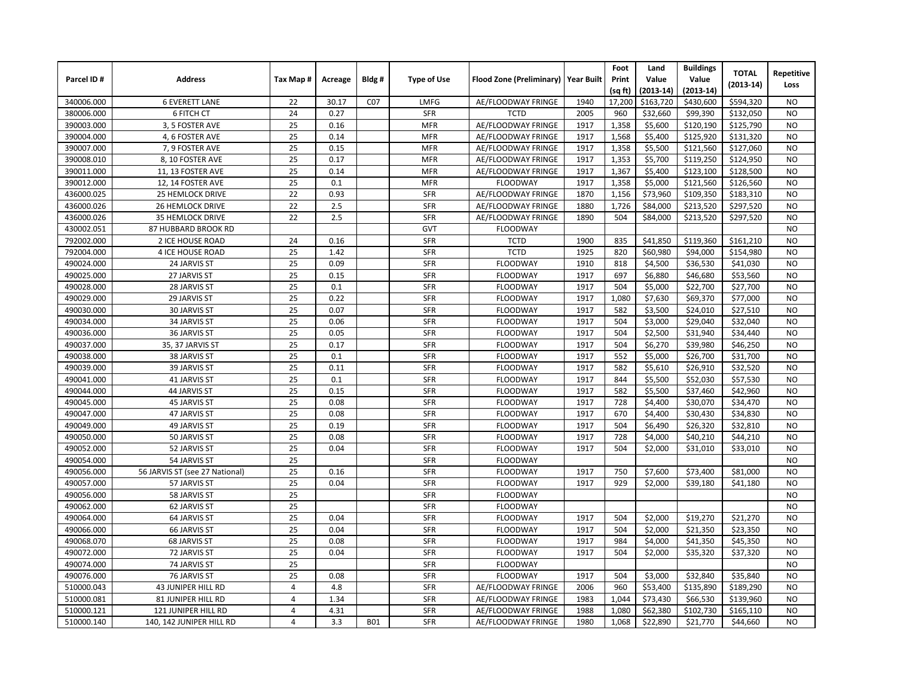| Parcel ID # | Address | Tax Map # | Acreage | Bldg # | Type of Use | Flood Zone (Preliminary) | Year Built | Foot Print (sq ft) | Land Value (2013-14) | Buildings Value (2013-14) | TOTAL (2013-14) | Repetitive Loss |
|---|---|---|---|---|---|---|---|---|---|---|---|---|
| 340006.000 | 6 EVERETT LANE | 22 | 30.17 | C07 | LMFG | AE/FLOODWAY FRINGE | 1940 | 17,200 | $163,720 | $430,600 | $594,320 | NO |
| 380006.000 | 6 FITCH CT | 24 | 0.27 | | SFR | TCTD | 2005 | 960 | $32,660 | $99,390 | $132,050 | NO |
| 390003.000 | 3, 5 FOSTER AVE | 25 | 0.16 | | MFR | AE/FLOODWAY FRINGE | 1917 | 1,358 | $5,600 | $120,190 | $125,790 | NO |
| 390004.000 | 4, 6 FOSTER AVE | 25 | 0.14 | | MFR | AE/FLOODWAY FRINGE | 1917 | 1,568 | $5,400 | $125,920 | $131,320 | NO |
| 390007.000 | 7, 9 FOSTER AVE | 25 | 0.15 | | MFR | AE/FLOODWAY FRINGE | 1917 | 1,358 | $5,500 | $121,560 | $127,060 | NO |
| 390008.010 | 8, 10 FOSTER AVE | 25 | 0.17 | | MFR | AE/FLOODWAY FRINGE | 1917 | 1,353 | $5,700 | $119,250 | $124,950 | NO |
| 390011.000 | 11, 13 FOSTER AVE | 25 | 0.14 | | MFR | AE/FLOODWAY FRINGE | 1917 | 1,367 | $5,400 | $123,100 | $128,500 | NO |
| 390012.000 | 12, 14 FOSTER AVE | 25 | 0.1 | | MFR | FLOODWAY | 1917 | 1,358 | $5,000 | $121,560 | $126,560 | NO |
| 436000.025 | 25 HEMLOCK DRIVE | 22 | 0.93 | | SFR | AE/FLOODWAY FRINGE | 1870 | 1,156 | $73,960 | $109,350 | $183,310 | NO |
| 436000.026 | 26 HEMLOCK DRIVE | 22 | 2.5 | | SFR | AE/FLOODWAY FRINGE | 1880 | 1,726 | $84,000 | $213,520 | $297,520 | NO |
| 436000.026 | 35 HEMLOCK DRIVE | 22 | 2.5 | | SFR | AE/FLOODWAY FRINGE | 1890 | 504 | $84,000 | $213,520 | $297,520 | NO |
| 430002.051 | 87 HUBBARD BROOK RD | | | | GVT | FLOODWAY | | | | | | NO |
| 792002.000 | 2 ICE HOUSE ROAD | 24 | 0.16 | | SFR | TCTD | 1900 | 835 | $41,850 | $119,360 | $161,210 | NO |
| 792004.000 | 4 ICE HOUSE ROAD | 25 | 1.42 | | SFR | TCTD | 1925 | 820 | $60,980 | $94,000 | $154,980 | NO |
| 490024.000 | 24 JARVIS ST | 25 | 0.09 | | SFR | FLOODWAY | 1910 | 818 | $4,500 | $36,530 | $41,030 | NO |
| 490025.000 | 27 JARVIS ST | 25 | 0.15 | | SFR | FLOODWAY | 1917 | 697 | $6,880 | $46,680 | $53,560 | NO |
| 490028.000 | 28 JARVIS ST | 25 | 0.1 | | SFR | FLOODWAY | 1917 | 504 | $5,000 | $22,700 | $27,700 | NO |
| 490029.000 | 29 JARVIS ST | 25 | 0.22 | | SFR | FLOODWAY | 1917 | 1,080 | $7,630 | $69,370 | $77,000 | NO |
| 490030.000 | 30 JARVIS ST | 25 | 0.07 | | SFR | FLOODWAY | 1917 | 582 | $3,500 | $24,010 | $27,510 | NO |
| 490034.000 | 34 JARVIS ST | 25 | 0.06 | | SFR | FLOODWAY | 1917 | 504 | $3,000 | $29,040 | $32,040 | NO |
| 490036.000 | 36 JARVIS ST | 25 | 0.05 | | SFR | FLOODWAY | 1917 | 504 | $2,500 | $31,940 | $34,440 | NO |
| 490037.000 | 35, 37 JARVIS ST | 25 | 0.17 | | SFR | FLOODWAY | 1917 | 504 | $6,270 | $39,980 | $46,250 | NO |
| 490038.000 | 38 JARVIS ST | 25 | 0.1 | | SFR | FLOODWAY | 1917 | 552 | $5,000 | $26,700 | $31,700 | NO |
| 490039.000 | 39 JARVIS ST | 25 | 0.11 | | SFR | FLOODWAY | 1917 | 582 | $5,610 | $26,910 | $32,520 | NO |
| 490041.000 | 41 JARVIS ST | 25 | 0.1 | | SFR | FLOODWAY | 1917 | 844 | $5,500 | $52,030 | $57,530 | NO |
| 490044.000 | 44 JARVIS ST | 25 | 0.15 | | SFR | FLOODWAY | 1917 | 582 | $5,500 | $37,460 | $42,960 | NO |
| 490045.000 | 45 JARVIS ST | 25 | 0.08 | | SFR | FLOODWAY | 1917 | 728 | $4,400 | $30,070 | $34,470 | NO |
| 490047.000 | 47 JARVIS ST | 25 | 0.08 | | SFR | FLOODWAY | 1917 | 670 | $4,400 | $30,430 | $34,830 | NO |
| 490049.000 | 49 JARVIS ST | 25 | 0.19 | | SFR | FLOODWAY | 1917 | 504 | $6,490 | $26,320 | $32,810 | NO |
| 490050.000 | 50 JARVIS ST | 25 | 0.08 | | SFR | FLOODWAY | 1917 | 728 | $4,000 | $40,210 | $44,210 | NO |
| 490052.000 | 52 JARVIS ST | 25 | 0.04 | | SFR | FLOODWAY | 1917 | 504 | $2,000 | $31,010 | $33,010 | NO |
| 490054.000 | 54 JARVIS ST | 25 | | | SFR | FLOODWAY | | | | | | NO |
| 490056.000 | 56 JARVIS ST (see 27 National) | 25 | 0.16 | | SFR | FLOODWAY | 1917 | 750 | $7,600 | $73,400 | $81,000 | NO |
| 490057.000 | 57 JARVIS ST | 25 | 0.04 | | SFR | FLOODWAY | 1917 | 929 | $2,000 | $39,180 | $41,180 | NO |
| 490056.000 | 58 JARVIS ST | 25 | | | SFR | FLOODWAY | | | | | | NO |
| 490062.000 | 62 JARVIS ST | 25 | | | SFR | FLOODWAY | | | | | | NO |
| 490064.000 | 64 JARVIS ST | 25 | 0.04 | | SFR | FLOODWAY | 1917 | 504 | $2,000 | $19,270 | $21,270 | NO |
| 490066.000 | 66 JARVIS ST | 25 | 0.04 | | SFR | FLOODWAY | 1917 | 504 | $2,000 | $21,350 | $23,350 | NO |
| 490068.070 | 68 JARVIS ST | 25 | 0.08 | | SFR | FLOODWAY | 1917 | 984 | $4,000 | $41,350 | $45,350 | NO |
| 490072.000 | 72 JARVIS ST | 25 | 0.04 | | SFR | FLOODWAY | 1917 | 504 | $2,000 | $35,320 | $37,320 | NO |
| 490074.000 | 74 JARVIS ST | 25 | | | SFR | FLOODWAY | | | | | | NO |
| 490076.000 | 76 JARVIS ST | 25 | 0.08 | | SFR | FLOODWAY | 1917 | 504 | $3,000 | $32,840 | $35,840 | NO |
| 510000.043 | 43 JUNIPER HILL RD | 4 | 4.8 | | SFR | AE/FLOODWAY FRINGE | 2006 | 960 | $53,400 | $135,890 | $189,290 | NO |
| 510000.081 | 81 JUNIPER HILL RD | 4 | 1.34 | | SFR | AE/FLOODWAY FRINGE | 1983 | 1,044 | $73,430 | $66,530 | $139,960 | NO |
| 510000.121 | 121 JUNIPER HILL RD | 4 | 4.31 | | SFR | AE/FLOODWAY FRINGE | 1988 | 1,080 | $62,380 | $102,730 | $165,110 | NO |
| 510000.140 | 140, 142 JUNIPER HILL RD | 4 | 3.3 | B01 | SFR | AE/FLOODWAY FRINGE | 1980 | 1,068 | $22,890 | $21,770 | $44,660 | NO |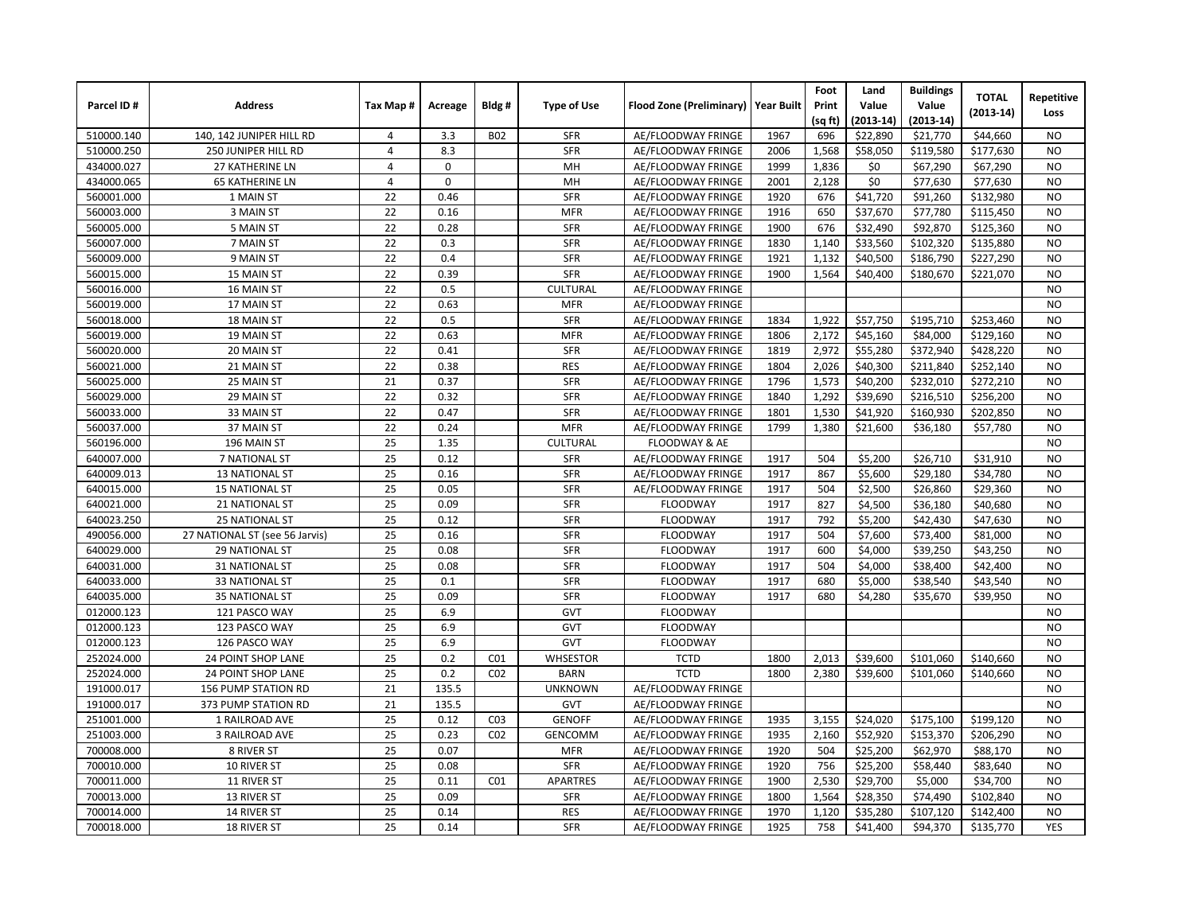| Parcel ID # | Address | Tax Map # | Acreage | Bldg # | Type of Use | Flood Zone (Preliminary) | Year Built | Foot Print (sq ft) | Land Value (2013-14) | Buildings Value (2013-14) | TOTAL (2013-14) | Repetitive Loss |
|---|---|---|---|---|---|---|---|---|---|---|---|---|
| 510000.140 | 140, 142 JUNIPER HILL RD | 4 | 3.3 | B02 | SFR | AE/FLOODWAY FRINGE | 1967 | 696 | $22,890 | $21,770 | $44,660 | NO |
| 510000.250 | 250 JUNIPER HILL RD | 4 | 8.3 | | SFR | AE/FLOODWAY FRINGE | 2006 | 1,568 | $58,050 | $119,580 | $177,630 | NO |
| 434000.027 | 27 KATHERINE LN | 4 | 0 | | MH | AE/FLOODWAY FRINGE | 1999 | 1,836 | $0 | $67,290 | $67,290 | NO |
| 434000.065 | 65 KATHERINE LN | 4 | 0 | | MH | AE/FLOODWAY FRINGE | 2001 | 2,128 | $0 | $77,630 | $77,630 | NO |
| 560001.000 | 1 MAIN ST | 22 | 0.46 | | SFR | AE/FLOODWAY FRINGE | 1920 | 676 | $41,720 | $91,260 | $132,980 | NO |
| 560003.000 | 3 MAIN ST | 22 | 0.16 | | MFR | AE/FLOODWAY FRINGE | 1916 | 650 | $37,670 | $77,780 | $115,450 | NO |
| 560005.000 | 5 MAIN ST | 22 | 0.28 | | SFR | AE/FLOODWAY FRINGE | 1900 | 676 | $32,490 | $92,870 | $125,360 | NO |
| 560007.000 | 7 MAIN ST | 22 | 0.3 | | SFR | AE/FLOODWAY FRINGE | 1830 | 1,140 | $33,560 | $102,320 | $135,880 | NO |
| 560009.000 | 9 MAIN ST | 22 | 0.4 | | SFR | AE/FLOODWAY FRINGE | 1921 | 1,132 | $40,500 | $186,790 | $227,290 | NO |
| 560015.000 | 15 MAIN ST | 22 | 0.39 | | SFR | AE/FLOODWAY FRINGE | 1900 | 1,564 | $40,400 | $180,670 | $221,070 | NO |
| 560016.000 | 16 MAIN ST | 22 | 0.5 | | CULTURAL | AE/FLOODWAY FRINGE | | | | | | NO |
| 560019.000 | 17 MAIN ST | 22 | 0.63 | | MFR | AE/FLOODWAY FRINGE | | | | | | NO |
| 560018.000 | 18 MAIN ST | 22 | 0.5 | | SFR | AE/FLOODWAY FRINGE | 1834 | 1,922 | $57,750 | $195,710 | $253,460 | NO |
| 560019.000 | 19 MAIN ST | 22 | 0.63 | | MFR | AE/FLOODWAY FRINGE | 1806 | 2,172 | $45,160 | $84,000 | $129,160 | NO |
| 560020.000 | 20 MAIN ST | 22 | 0.41 | | SFR | AE/FLOODWAY FRINGE | 1819 | 2,972 | $55,280 | $372,940 | $428,220 | NO |
| 560021.000 | 21 MAIN ST | 22 | 0.38 | | RES | AE/FLOODWAY FRINGE | 1804 | 2,026 | $40,300 | $211,840 | $252,140 | NO |
| 560025.000 | 25 MAIN ST | 21 | 0.37 | | SFR | AE/FLOODWAY FRINGE | 1796 | 1,573 | $40,200 | $232,010 | $272,210 | NO |
| 560029.000 | 29 MAIN ST | 22 | 0.32 | | SFR | AE/FLOODWAY FRINGE | 1840 | 1,292 | $39,690 | $216,510 | $256,200 | NO |
| 560033.000 | 33 MAIN ST | 22 | 0.47 | | SFR | AE/FLOODWAY FRINGE | 1801 | 1,530 | $41,920 | $160,930 | $202,850 | NO |
| 560037.000 | 37 MAIN ST | 22 | 0.24 | | MFR | AE/FLOODWAY FRINGE | 1799 | 1,380 | $21,600 | $36,180 | $57,780 | NO |
| 560196.000 | 196 MAIN ST | 25 | 1.35 | | CULTURAL | FLOODWAY & AE | | | | | | NO |
| 640007.000 | 7 NATIONAL ST | 25 | 0.12 | | SFR | AE/FLOODWAY FRINGE | 1917 | 504 | $5,200 | $26,710 | $31,910 | NO |
| 640009.013 | 13 NATIONAL ST | 25 | 0.16 | | SFR | AE/FLOODWAY FRINGE | 1917 | 867 | $5,600 | $29,180 | $34,780 | NO |
| 640015.000 | 15 NATIONAL ST | 25 | 0.05 | | SFR | AE/FLOODWAY FRINGE | 1917 | 504 | $2,500 | $26,860 | $29,360 | NO |
| 640021.000 | 21 NATIONAL ST | 25 | 0.09 | | SFR | FLOODWAY | 1917 | 827 | $4,500 | $36,180 | $40,680 | NO |
| 640023.250 | 25 NATIONAL ST | 25 | 0.12 | | SFR | FLOODWAY | 1917 | 792 | $5,200 | $42,430 | $47,630 | NO |
| 490056.000 | 27 NATIONAL ST (see 56 Jarvis) | 25 | 0.16 | | SFR | FLOODWAY | 1917 | 504 | $7,600 | $73,400 | $81,000 | NO |
| 640029.000 | 29 NATIONAL ST | 25 | 0.08 | | SFR | FLOODWAY | 1917 | 600 | $4,000 | $39,250 | $43,250 | NO |
| 640031.000 | 31 NATIONAL ST | 25 | 0.08 | | SFR | FLOODWAY | 1917 | 504 | $4,000 | $38,400 | $42,400 | NO |
| 640033.000 | 33 NATIONAL ST | 25 | 0.1 | | SFR | FLOODWAY | 1917 | 680 | $5,000 | $38,540 | $43,540 | NO |
| 640035.000 | 35 NATIONAL ST | 25 | 0.09 | | SFR | FLOODWAY | 1917 | 680 | $4,280 | $35,670 | $39,950 | NO |
| 012000.123 | 121 PASCO WAY | 25 | 6.9 | | GVT | FLOODWAY | | | | | | NO |
| 012000.123 | 123 PASCO WAY | 25 | 6.9 | | GVT | FLOODWAY | | | | | | NO |
| 012000.123 | 126 PASCO WAY | 25 | 6.9 | | GVT | FLOODWAY | | | | | | NO |
| 252024.000 | 24 POINT SHOP LANE | 25 | 0.2 | C01 | WHSESTOR | TCTD | 1800 | 2,013 | $39,600 | $101,060 | $140,660 | NO |
| 252024.000 | 24 POINT SHOP LANE | 25 | 0.2 | C02 | BARN | TCTD | 1800 | 2,380 | $39,600 | $101,060 | $140,660 | NO |
| 191000.017 | 156 PUMP STATION RD | 21 | 135.5 | | UNKNOWN | AE/FLOODWAY FRINGE | | | | | | NO |
| 191000.017 | 373 PUMP STATION RD | 21 | 135.5 | | GVT | AE/FLOODWAY FRINGE | | | | | | NO |
| 251001.000 | 1 RAILROAD AVE | 25 | 0.12 | C03 | GENOFF | AE/FLOODWAY FRINGE | 1935 | 3,155 | $24,020 | $175,100 | $199,120 | NO |
| 251003.000 | 3 RAILROAD AVE | 25 | 0.23 | C02 | GENCOMM | AE/FLOODWAY FRINGE | 1935 | 2,160 | $52,920 | $153,370 | $206,290 | NO |
| 700008.000 | 8 RIVER ST | 25 | 0.07 | | MFR | AE/FLOODWAY FRINGE | 1920 | 504 | $25,200 | $62,970 | $88,170 | NO |
| 700010.000 | 10 RIVER ST | 25 | 0.08 | | SFR | AE/FLOODWAY FRINGE | 1920 | 756 | $25,200 | $58,440 | $83,640 | NO |
| 700011.000 | 11 RIVER ST | 25 | 0.11 | C01 | APARTRES | AE/FLOODWAY FRINGE | 1900 | 2,530 | $29,700 | $5,000 | $34,700 | NO |
| 700013.000 | 13 RIVER ST | 25 | 0.09 | | SFR | AE/FLOODWAY FRINGE | 1800 | 1,564 | $28,350 | $74,490 | $102,840 | NO |
| 700014.000 | 14 RIVER ST | 25 | 0.14 | | RES | AE/FLOODWAY FRINGE | 1970 | 1,120 | $35,280 | $107,120 | $142,400 | NO |
| 700018.000 | 18 RIVER ST | 25 | 0.14 | | SFR | AE/FLOODWAY FRINGE | 1925 | 758 | $41,400 | $94,370 | $135,770 | YES |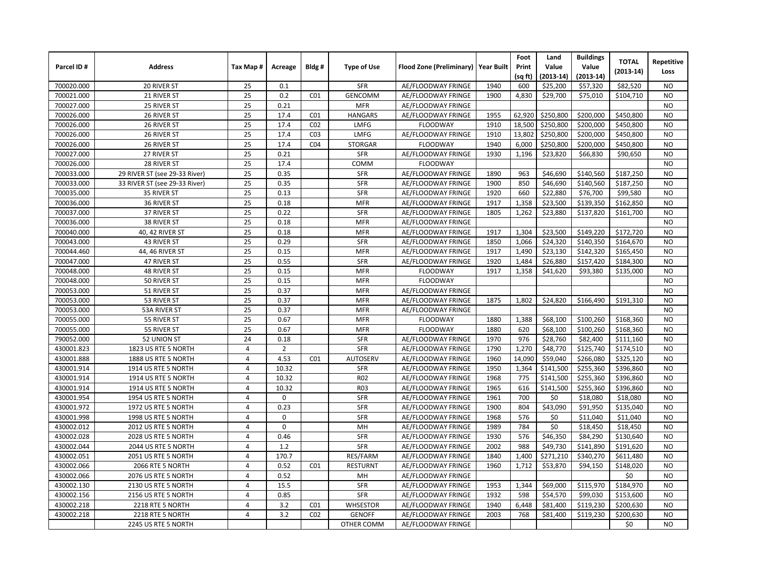| Parcel ID # | Address | Tax Map # | Acreage | Bldg # | Type of Use | Flood Zone (Preliminary) | Year Built | Foot Print (sq ft) | Land Value (2013-14) | Buildings Value (2013-14) | TOTAL (2013-14) | Repetitive Loss |
|---|---|---|---|---|---|---|---|---|---|---|---|---|
| 700020.000 | 20 RIVER ST | 25 | 0.1 | | SFR | AE/FLOODWAY FRINGE | 1940 | 600 | $25,200 | $57,320 | $82,520 | NO |
| 700021.000 | 21 RIVER ST | 25 | 0.2 | C01 | GENCOMM | AE/FLOODWAY FRINGE | 1900 | 4,830 | $29,700 | $75,010 | $104,710 | NO |
| 700027.000 | 25 RIVER ST | 25 | 0.21 | | MFR | AE/FLOODWAY FRINGE | | | | | | NO |
| 700026.000 | 26 RIVER ST | 25 | 17.4 | C01 | HANGARS | AE/FLOODWAY FRINGE | 1955 | 62,920 | $250,800 | $200,000 | $450,800 | NO |
| 700026.000 | 26 RIVER ST | 25 | 17.4 | C02 | LMFG | FLOODWAY | 1910 | 18,500 | $250,800 | $200,000 | $450,800 | NO |
| 700026.000 | 26 RIVER ST | 25 | 17.4 | C03 | LMFG | AE/FLOODWAY FRINGE | 1910 | 13,802 | $250,800 | $200,000 | $450,800 | NO |
| 700026.000 | 26 RIVER ST | 25 | 17.4 | C04 | STORGAR | FLOODWAY | 1940 | 6,000 | $250,800 | $200,000 | $450,800 | NO |
| 700027.000 | 27 RIVER ST | 25 | 0.21 | | SFR | AE/FLOODWAY FRINGE | 1930 | 1,196 | $23,820 | $66,830 | $90,650 | NO |
| 700026.000 | 28 RIVER ST | 25 | 17.4 | | COMM | FLOODWAY | | | | | | NO |
| 700033.000 | 29 RIVER ST (see 29-33 River) | 25 | 0.35 | | SFR | AE/FLOODWAY FRINGE | 1890 | 963 | $46,690 | $140,560 | $187,250 | NO |
| 700033.000 | 33 RIVER ST (see 29-33 River) | 25 | 0.35 | | SFR | AE/FLOODWAY FRINGE | 1900 | 850 | $46,690 | $140,560 | $187,250 | NO |
| 700035.000 | 35 RIVER ST | 25 | 0.13 | | SFR | AE/FLOODWAY FRINGE | 1920 | 660 | $22,880 | $76,700 | $99,580 | NO |
| 700036.000 | 36 RIVER ST | 25 | 0.18 | | MFR | AE/FLOODWAY FRINGE | 1917 | 1,358 | $23,500 | $139,350 | $162,850 | NO |
| 700037.000 | 37 RIVER ST | 25 | 0.22 | | SFR | AE/FLOODWAY FRINGE | 1805 | 1,262 | $23,880 | $137,820 | $161,700 | NO |
| 700036.000 | 38 RIVER ST | 25 | 0.18 | | MFR | AE/FLOODWAY FRINGE | | | | | | NO |
| 700040.000 | 40, 42 RIVER ST | 25 | 0.18 | | MFR | AE/FLOODWAY FRINGE | 1917 | 1,304 | $23,500 | $149,220 | $172,720 | NO |
| 700043.000 | 43 RIVER ST | 25 | 0.29 | | SFR | AE/FLOODWAY FRINGE | 1850 | 1,066 | $24,320 | $140,350 | $164,670 | NO |
| 700044.460 | 44, 46 RIVER ST | 25 | 0.15 | | MFR | AE/FLOODWAY FRINGE | 1917 | 1,490 | $23,130 | $142,320 | $165,450 | NO |
| 700047.000 | 47 RIVER ST | 25 | 0.55 | | SFR | AE/FLOODWAY FRINGE | 1920 | 1,484 | $26,880 | $157,420 | $184,300 | NO |
| 700048.000 | 48 RIVER ST | 25 | 0.15 | | MFR | FLOODWAY | 1917 | 1,358 | $41,620 | $93,380 | $135,000 | NO |
| 700048.000 | 50 RIVER ST | 25 | 0.15 | | MFR | FLOODWAY | | | | | | NO |
| 700053.000 | 51 RIVER ST | 25 | 0.37 | | MFR | AE/FLOODWAY FRINGE | | | | | | NO |
| 700053.000 | 53 RIVER ST | 25 | 0.37 | | MFR | AE/FLOODWAY FRINGE | 1875 | 1,802 | $24,820 | $166,490 | $191,310 | NO |
| 700053.000 | 53A RIVER ST | 25 | 0.37 | | MFR | AE/FLOODWAY FRINGE | | | | | | NO |
| 700055.000 | 55 RIVER ST | 25 | 0.67 | | MFR | FLOODWAY | 1880 | 1,388 | $68,100 | $100,260 | $168,360 | NO |
| 700055.000 | 55 RIVER ST | 25 | 0.67 | | MFR | FLOODWAY | 1880 | 620 | $68,100 | $100,260 | $168,360 | NO |
| 790052.000 | 52 UNION ST | 24 | 0.18 | | SFR | AE/FLOODWAY FRINGE | 1970 | 976 | $28,760 | $82,400 | $111,160 | NO |
| 430001.823 | 1823 US RTE 5 NORTH | 4 | 2 | | SFR | AE/FLOODWAY FRINGE | 1790 | 1,270 | $48,770 | $125,740 | $174,510 | NO |
| 430001.888 | 1888 US RTE 5 NORTH | 4 | 4.53 | C01 | AUTOSERV | AE/FLOODWAY FRINGE | 1960 | 14,090 | $59,040 | $266,080 | $325,120 | NO |
| 430001.914 | 1914 US RTE 5 NORTH | 4 | 10.32 | | SFR | AE/FLOODWAY FRINGE | 1950 | 1,364 | $141,500 | $255,360 | $396,860 | NO |
| 430001.914 | 1914 US RTE 5 NORTH | 4 | 10.32 | | R02 | AE/FLOODWAY FRINGE | 1968 | 775 | $141,500 | $255,360 | $396,860 | NO |
| 430001.914 | 1914 US RTE 5 NORTH | 4 | 10.32 | | R03 | AE/FLOODWAY FRINGE | 1965 | 616 | $141,500 | $255,360 | $396,860 | NO |
| 430001.954 | 1954 US RTE 5 NORTH | 4 | 0 | | SFR | AE/FLOODWAY FRINGE | 1961 | 700 | $0 | $18,080 | $18,080 | NO |
| 430001.972 | 1972 US RTE 5 NORTH | 4 | 0.23 | | SFR | AE/FLOODWAY FRINGE | 1900 | 804 | $43,090 | $91,950 | $135,040 | NO |
| 430001.998 | 1998 US RTE 5 NORTH | 4 | 0 | | SFR | AE/FLOODWAY FRINGE | 1968 | 576 | $0 | $11,040 | $11,040 | NO |
| 430002.012 | 2012 US RTE 5 NORTH | 4 | 0 | | MH | AE/FLOODWAY FRINGE | 1989 | 784 | $0 | $18,450 | $18,450 | NO |
| 430002.028 | 2028 US RTE 5 NORTH | 4 | 0.46 | | SFR | AE/FLOODWAY FRINGE | 1930 | 576 | $46,350 | $84,290 | $130,640 | NO |
| 430002.044 | 2044 US RTE 5 NORTH | 4 | 1.2 | | SFR | AE/FLOODWAY FRINGE | 2002 | 988 | $49,730 | $141,890 | $191,620 | NO |
| 430002.051 | 2051 US RTE 5 NORTH | 4 | 170.7 | | RES/FARM | AE/FLOODWAY FRINGE | 1840 | 1,400 | $271,210 | $340,270 | $611,480 | NO |
| 430002.066 | 2066 RTE 5 NORTH | 4 | 0.52 | C01 | RESTURNT | AE/FLOODWAY FRINGE | 1960 | 1,712 | $53,870 | $94,150 | $148,020 | NO |
| 430002.066 | 2076 US RTE 5 NORTH | 4 | 0.52 | | MH | AE/FLOODWAY FRINGE | | | | | $0 | NO |
| 430002.130 | 2130 US RTE 5 NORTH | 4 | 15.5 | | SFR | AE/FLOODWAY FRINGE | 1953 | 1,344 | $69,000 | $115,970 | $184,970 | NO |
| 430002.156 | 2156 US RTE 5 NORTH | 4 | 0.85 | | SFR | AE/FLOODWAY FRINGE | 1932 | 598 | $54,570 | $99,030 | $153,600 | NO |
| 430002.218 | 2218 RTE 5 NORTH | 4 | 3.2 | C01 | WHSESTOR | AE/FLOODWAY FRINGE | 1940 | 6,448 | $81,400 | $119,230 | $200,630 | NO |
| 430002.218 | 2218 RTE 5 NORTH | 4 | 3.2 | C02 | GENOFF | AE/FLOODWAY FRINGE | 2003 | 768 | $81,400 | $119,230 | $200,630 | NO |
| | 2245 US RTE 5 NORTH | | | | OTHER COMM | AE/FLOODWAY FRINGE | | | | | $0 | NO |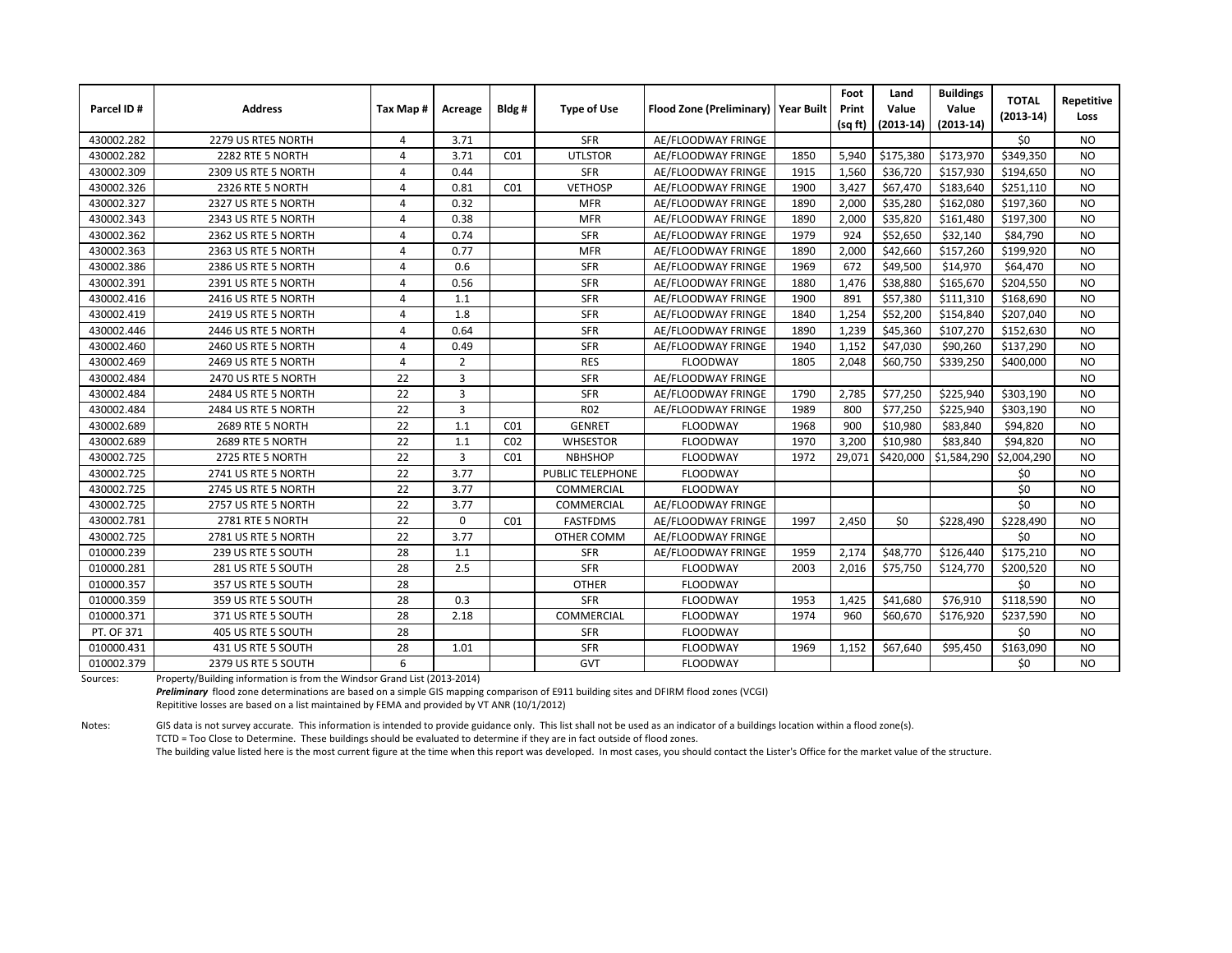| Parcel ID # | Address | Tax Map # | Acreage | Bldg # | Type of Use | Flood Zone (Preliminary) | Year Built | Foot Print (sq ft) | Land Value (2013-14) | Buildings Value (2013-14) | TOTAL (2013-14) | Repetitive Loss |
|---|---|---|---|---|---|---|---|---|---|---|---|---|
| 430002.282 | 2279 US RTE5 NORTH | 4 | 3.71 | | SFR | AE/FLOODWAY FRINGE | | | | | $0 | NO |
| 430002.282 | 2282 RTE 5 NORTH | 4 | 3.71 | C01 | UTLSTOR | AE/FLOODWAY FRINGE | 1850 | 5,940 | $175,380 | $173,970 | $349,350 | NO |
| 430002.309 | 2309 US RTE 5 NORTH | 4 | 0.44 | | SFR | AE/FLOODWAY FRINGE | 1915 | 1,560 | $36,720 | $157,930 | $194,650 | NO |
| 430002.326 | 2326 RTE 5 NORTH | 4 | 0.81 | C01 | VETHOSP | AE/FLOODWAY FRINGE | 1900 | 3,427 | $67,470 | $183,640 | $251,110 | NO |
| 430002.327 | 2327 US RTE 5 NORTH | 4 | 0.32 | | MFR | AE/FLOODWAY FRINGE | 1890 | 2,000 | $35,280 | $162,080 | $197,360 | NO |
| 430002.343 | 2343 US RTE 5 NORTH | 4 | 0.38 | | MFR | AE/FLOODWAY FRINGE | 1890 | 2,000 | $35,820 | $161,480 | $197,300 | NO |
| 430002.362 | 2362 US RTE 5 NORTH | 4 | 0.74 | | SFR | AE/FLOODWAY FRINGE | 1979 | 924 | $52,650 | $32,140 | $84,790 | NO |
| 430002.363 | 2363 US RTE 5 NORTH | 4 | 0.77 | | MFR | AE/FLOODWAY FRINGE | 1890 | 2,000 | $42,660 | $157,260 | $199,920 | NO |
| 430002.386 | 2386 US RTE 5 NORTH | 4 | 0.6 | | SFR | AE/FLOODWAY FRINGE | 1969 | 672 | $49,500 | $14,970 | $64,470 | NO |
| 430002.391 | 2391 US RTE 5 NORTH | 4 | 0.56 | | SFR | AE/FLOODWAY FRINGE | 1880 | 1,476 | $38,880 | $165,670 | $204,550 | NO |
| 430002.416 | 2416 US RTE 5 NORTH | 4 | 1.1 | | SFR | AE/FLOODWAY FRINGE | 1900 | 891 | $57,380 | $111,310 | $168,690 | NO |
| 430002.419 | 2419 US RTE 5 NORTH | 4 | 1.8 | | SFR | AE/FLOODWAY FRINGE | 1840 | 1,254 | $52,200 | $154,840 | $207,040 | NO |
| 430002.446 | 2446 US RTE 5 NORTH | 4 | 0.64 | | SFR | AE/FLOODWAY FRINGE | 1890 | 1,239 | $45,360 | $107,270 | $152,630 | NO |
| 430002.460 | 2460 US RTE 5 NORTH | 4 | 0.49 | | SFR | AE/FLOODWAY FRINGE | 1940 | 1,152 | $47,030 | $90,260 | $137,290 | NO |
| 430002.469 | 2469 US RTE 5 NORTH | 4 | 2 | | RES | FLOODWAY | 1805 | 2,048 | $60,750 | $339,250 | $400,000 | NO |
| 430002.484 | 2470 US RTE 5 NORTH | 22 | 3 | | SFR | AE/FLOODWAY FRINGE | | | | | | NO |
| 430002.484 | 2484 US RTE 5 NORTH | 22 | 3 | | SFR | AE/FLOODWAY FRINGE | 1790 | 2,785 | $77,250 | $225,940 | $303,190 | NO |
| 430002.484 | 2484 US RTE 5 NORTH | 22 | 3 | | R02 | AE/FLOODWAY FRINGE | 1989 | 800 | $77,250 | $225,940 | $303,190 | NO |
| 430002.689 | 2689 RTE 5 NORTH | 22 | 1.1 | C01 | GENRET | FLOODWAY | 1968 | 900 | $10,980 | $83,840 | $94,820 | NO |
| 430002.689 | 2689 RTE 5 NORTH | 22 | 1.1 | C02 | WHSESTOR | FLOODWAY | 1970 | 3,200 | $10,980 | $83,840 | $94,820 | NO |
| 430002.725 | 2725 RTE 5 NORTH | 22 | 3 | C01 | NBHSHOP | FLOODWAY | 1972 | 29,071 | $420,000 | $1,584,290 | $2,004,290 | NO |
| 430002.725 | 2741 US RTE 5 NORTH | 22 | 3.77 | | PUBLIC TELEPHONE | FLOODWAY | | | | | $0 | NO |
| 430002.725 | 2745 US RTE 5 NORTH | 22 | 3.77 | | COMMERCIAL | FLOODWAY | | | | | $0 | NO |
| 430002.725 | 2757 US RTE 5 NORTH | 22 | 3.77 | | COMMERCIAL | AE/FLOODWAY FRINGE | | | | | $0 | NO |
| 430002.781 | 2781 RTE 5 NORTH | 22 | 0 | C01 | FASTFDMS | AE/FLOODWAY FRINGE | 1997 | 2,450 | $0 | $228,490 | $228,490 | NO |
| 430002.725 | 2781 US RTE 5 NORTH | 22 | 3.77 | | OTHER COMM | AE/FLOODWAY FRINGE | | | | | $0 | NO |
| 010000.239 | 239 US RTE 5 SOUTH | 28 | 1.1 | | SFR | AE/FLOODWAY FRINGE | 1959 | 2,174 | $48,770 | $126,440 | $175,210 | NO |
| 010000.281 | 281 US RTE 5 SOUTH | 28 | 2.5 | | SFR | FLOODWAY | 2003 | 2,016 | $75,750 | $124,770 | $200,520 | NO |
| 010000.357 | 357 US RTE 5 SOUTH | 28 | | | OTHER | FLOODWAY | | | | | $0 | NO |
| 010000.359 | 359 US RTE 5 SOUTH | 28 | 0.3 | | SFR | FLOODWAY | 1953 | 1,425 | $41,680 | $76,910 | $118,590 | NO |
| 010000.371 | 371 US RTE 5 SOUTH | 28 | 2.18 | | COMMERCIAL | FLOODWAY | 1974 | 960 | $60,670 | $176,920 | $237,590 | NO |
| PT. OF 371 | 405 US RTE 5 SOUTH | 28 | | | SFR | FLOODWAY | | | | | $0 | NO |
| 010000.431 | 431 US RTE 5 SOUTH | 28 | 1.01 | | SFR | FLOODWAY | 1969 | 1,152 | $67,640 | $95,450 | $163,090 | NO |
| 010002.379 | 2379 US RTE 5 SOUTH | 6 | | | GVT | FLOODWAY | | | | | $0 | NO |

Sources: Property/Building information is from the Windsor Grand List (2013-2014)

***Preliminary*** flood zone determinations are based on a simple GIS mapping comparison of E911 building sites and DFIRM flood zones (VCGI)

Repititive losses are based on a list maintained by FEMA and provided by VT ANR (10/1/2012)

Notes: GIS data is not survey accurate. This information is intended to provide guidance only. This list shall not be used as an indicator of a buildings location within a flood zone(s).

TCTD = Too Close to Determine. These buildings should be evaluated to determine if they are in fact outside of flood zones.

The building value listed here is the most current figure at the time when this report was developed. In most cases, you should contact the Lister's Office for the market value of the structure.